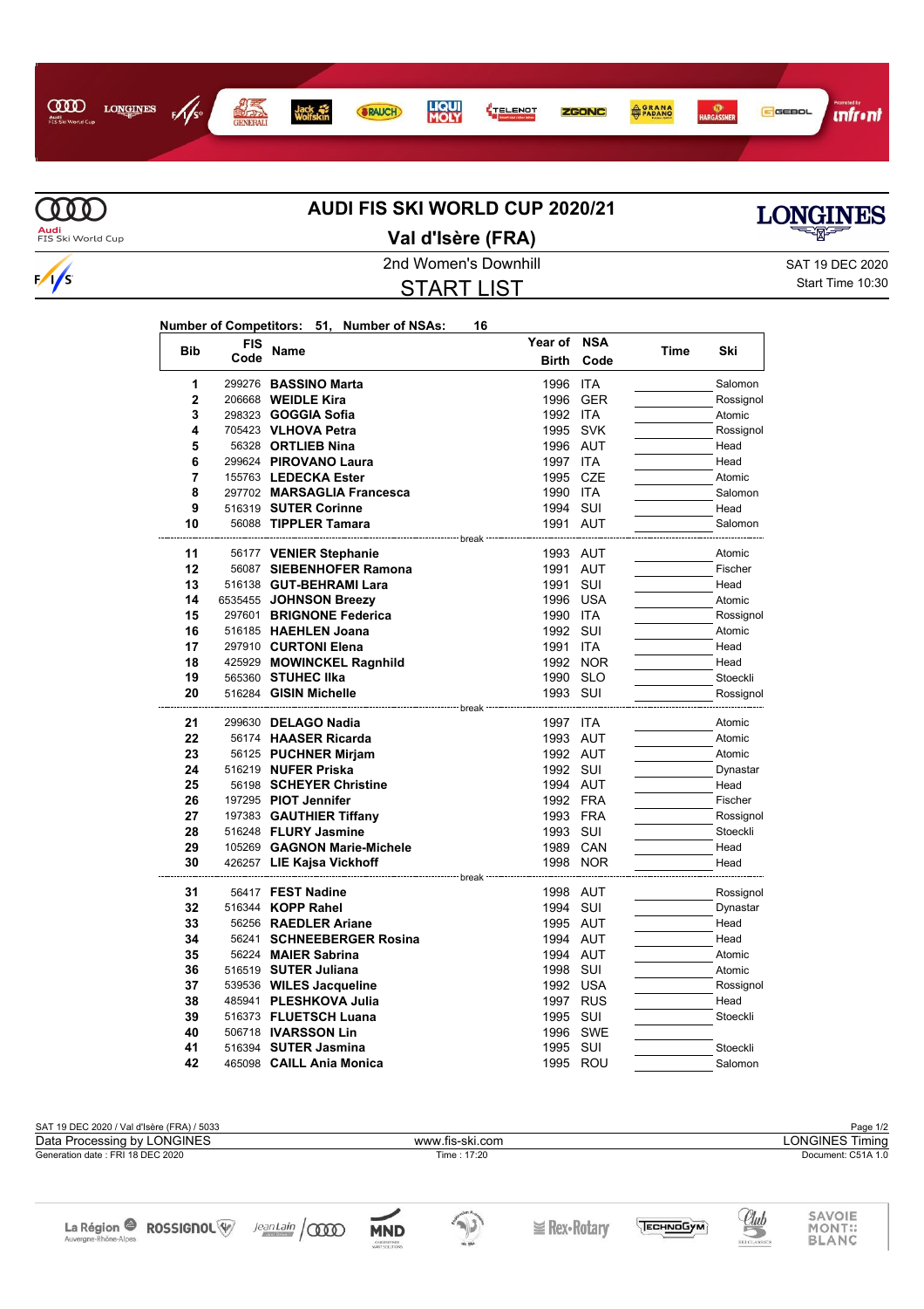# AUDI FIS SKI WORLD CUP 2020/21

## Val d'Isère (FRA)

2nd Women's Downhill

SAT 19 DEC 2020

## START LIST

Start Time 10:30

**Number of Competitors: 51, Number of NSAs: 16**

| Bib | FIS Code | Name | Year of Birth | NSA Code | Time | Ski |
|---|---|---|---|---|---|---|
| 1 | 299276 | **BASSINO Marta** | 1996 | ITA | | Salomon |
| 2 | 206668 | **WEIDLE Kira** | 1996 | GER | | Rossignol |
| 3 | 298323 | **GOGGIA Sofia** | 1992 | ITA | | Atomic |
| 4 | 705423 | **VLHOVA Petra** | 1995 | SVK | | Rossignol |
| 5 | 56328 | **ORTLIEB Nina** | 1996 | AUT | | Head |
| 6 | 299624 | **PIROVANO Laura** | 1997 | ITA | | Head |
| 7 | 155763 | **LEDECKA Ester** | 1995 | CZE | | Atomic |
| 8 | 297702 | **MARSAGLIA Francesca** | 1990 | ITA | | Salomon |
| 9 | 516319 | **SUTER Corinne** | 1994 | SUI | | Head |
| 10 | 56088 | **TIPPLER Tamara** | 1991 | AUT | | Salomon |
| | | break | | | | |
| 11 | 56177 | **VENIER Stephanie** | 1993 | AUT | | Atomic |
| 12 | 56087 | **SIEBENHOFER Ramona** | 1991 | AUT | | Fischer |
| 13 | 516138 | **GUT-BEHRAMI Lara** | 1991 | SUI | | Head |
| 14 | 6535455 | **JOHNSON Breezy** | 1996 | USA | | Atomic |
| 15 | 297601 | **BRIGNONE Federica** | 1990 | ITA | | Rossignol |
| 16 | 516185 | **HAEHLEN Joana** | 1992 | SUI | | Atomic |
| 17 | 297910 | **CURTONI Elena** | 1991 | ITA | | Head |
| 18 | 425929 | **MOWINCKEL Ragnhild** | 1992 | NOR | | Head |
| 19 | 565360 | **STUHEC Ilka** | 1990 | SLO | | Stoeckli |
| 20 | 516284 | **GISIN Michelle** | 1993 | SUI | | Rossignol |
| | | break | | | | |
| 21 | 299630 | **DELAGO Nadia** | 1997 | ITA | | Atomic |
| 22 | 56174 | **HAASER Ricarda** | 1993 | AUT | | Atomic |
| 23 | 56125 | **PUCHNER Mirjam** | 1992 | AUT | | Atomic |
| 24 | 516219 | **NUFER Priska** | 1992 | SUI | | Dynastar |
| 25 | 56198 | **SCHEYER Christine** | 1994 | AUT | | Head |
| 26 | 197295 | **PIOT Jennifer** | 1992 | FRA | | Fischer |
| 27 | 197383 | **GAUTHIER Tiffany** | 1993 | FRA | | Rossignol |
| 28 | 516248 | **FLURY Jasmine** | 1993 | SUI | | Stoeckli |
| 29 | 105269 | **GAGNON Marie-Michele** | 1989 | CAN | | Head |
| 30 | 426257 | **LIE Kajsa Vickhoff** | 1998 | NOR | | Head |
| | | break | | | | |
| 31 | 56417 | **FEST Nadine** | 1998 | AUT | | Rossignol |
| 32 | 516344 | **KOPP Rahel** | 1994 | SUI | | Dynastar |
| 33 | 56256 | **RAEDLER Ariane** | 1995 | AUT | | Head |
| 34 | 56241 | **SCHNEEBERGER Rosina** | 1994 | AUT | | Head |
| 35 | 56224 | **MAIER Sabrina** | 1994 | AUT | | Atomic |
| 36 | 516519 | **SUTER Juliana** | 1998 | SUI | | Atomic |
| 37 | 539536 | **WILES Jacqueline** | 1992 | USA | | Rossignol |
| 38 | 485941 | **PLESHKOVA Julia** | 1997 | RUS | | Head |
| 39 | 516373 | **FLUETSCH Luana** | 1995 | SUI | | Stoeckli |
| 40 | 506718 | **IVARSSON Lin** | 1996 | SWE | | |
| 41 | 516394 | **SUTER Jasmina** | 1995 | SUI | | Stoeckli |
| 42 | 465098 | **CAILL Ania Monica** | 1995 | ROU | | Salomon |

SAT 19 DEC 2020 / Val d'Isère (FRA) / 5033

Data Processing by LONGINES — www.fis-ski.com — LONGINES Timing

Generation date : FRI 18 DEC 2020 — Time : 17:20 — Document: C51A 1.0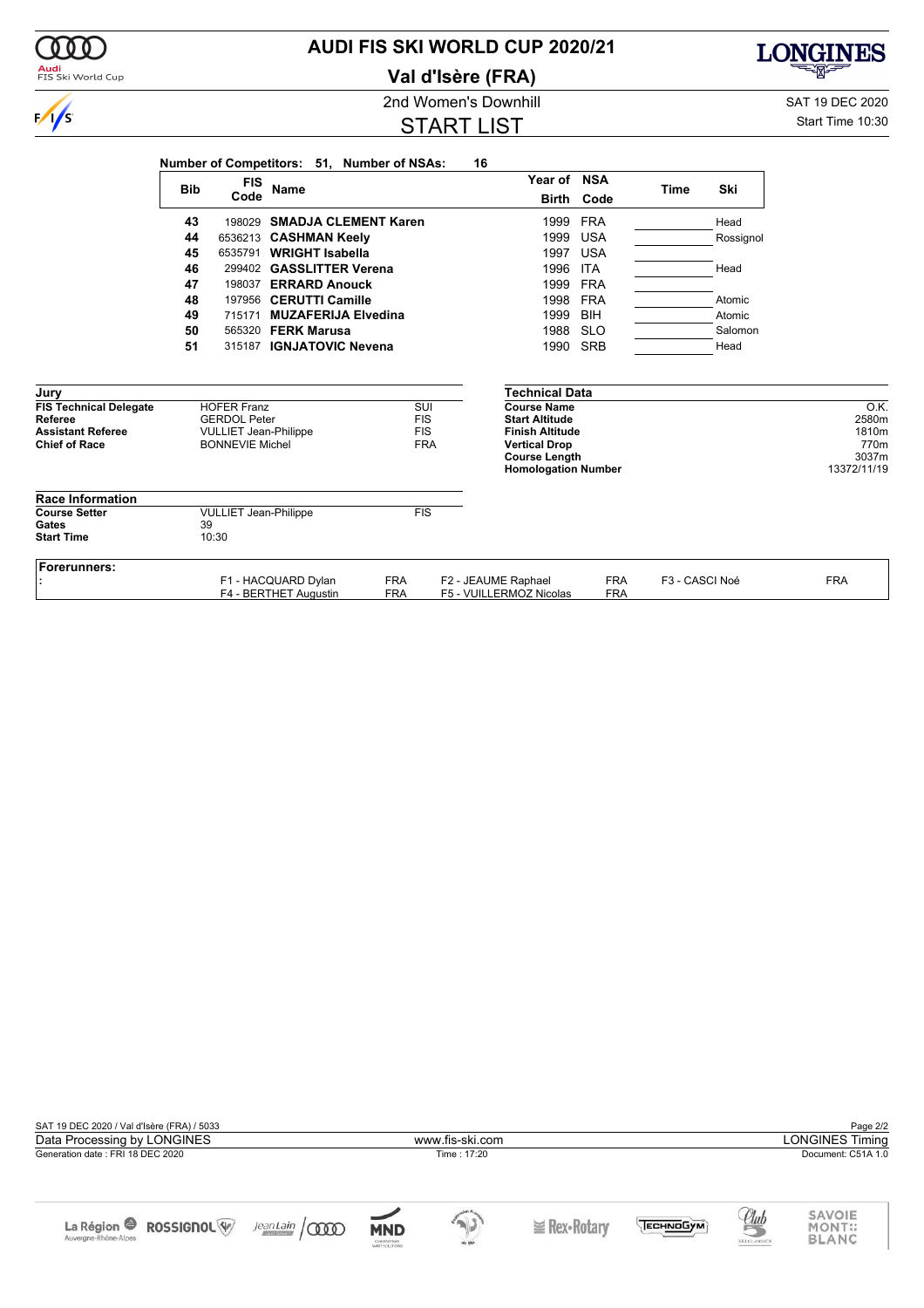# AUDI FIS SKI WORLD CUP 2020/21

## Val d'Isère (FRA)

2nd Women's Downhill

SAT 19 DEC 2020

# START LIST

Start Time 10:30

**Number of Competitors: 51, Number of NSAs: 16**

| Bib | FIS Code | Name | Year of Birth | NSA Code | Time | Ski |
|---|---|---|---|---|---|---|
| 43 | 198029 | **SMADJA CLEMENT Karen** | 1999 | FRA | | Head |
| 44 | 6536213 | **CASHMAN Keely** | 1999 | USA | | Rossignol |
| 45 | 6535791 | **WRIGHT Isabella** | 1997 | USA | | |
| 46 | 299402 | **GASSLITTER Verena** | 1996 | ITA | | Head |
| 47 | 198037 | **ERRARD Anouck** | 1999 | FRA | | |
| 48 | 197956 | **CERUTTI Camille** | 1998 | FRA | | Atomic |
| 49 | 715171 | **MUZAFERIJA Elvedina** | 1999 | BIH | | Atomic |
| 50 | 565320 | **FERK Marusa** | 1988 | SLO | | Salomon |
| 51 | 315187 | **IGNJATOVIC Nevena** | 1990 | SRB | | Head |

### Jury

| | | |
|---|---|---|
| **FIS Technical Delegate** | HOFER Franz | SUI |
| **Referee** | GERDOL Peter | FIS |
| **Assistant Referee** | VULLIET Jean-Philippe | FIS |
| **Chief of Race** | BONNEVIE Michel | FRA |

### Technical Data

| | |
|---|---|
| **Course Name** | O.K. |
| **Start Altitude** | 2580m |
| **Finish Altitude** | 1810m |
| **Vertical Drop** | 770m |
| **Course Length** | 3037m |
| **Homologation Number** | 13372/11/19 |

### Race Information

| | | |
|---|---|---|
| **Course Setter** | VULLIET Jean-Philippe | FIS |
| **Gates** | 39 | |
| **Start Time** | 10:30 | |

### Forerunners:

| | | | | | |
|---|---|---|---|---|---|
| F1 - HACQUARD Dylan | FRA | F2 - JEAUME Raphael | FRA | F3 - CASCI Noé | FRA |
| F4 - BERTHET Augustin | FRA | F5 - VUILLERMOZ Nicolas | FRA | | |

SAT 19 DEC 2020 / Val d'Isère (FRA) / 5033

Data Processing by LONGINES — www.fis-ski.com — LONGINES Timing

Generation date : FRI 18 DEC 2020 — Time : 17:20 — Document: C51A 1.0